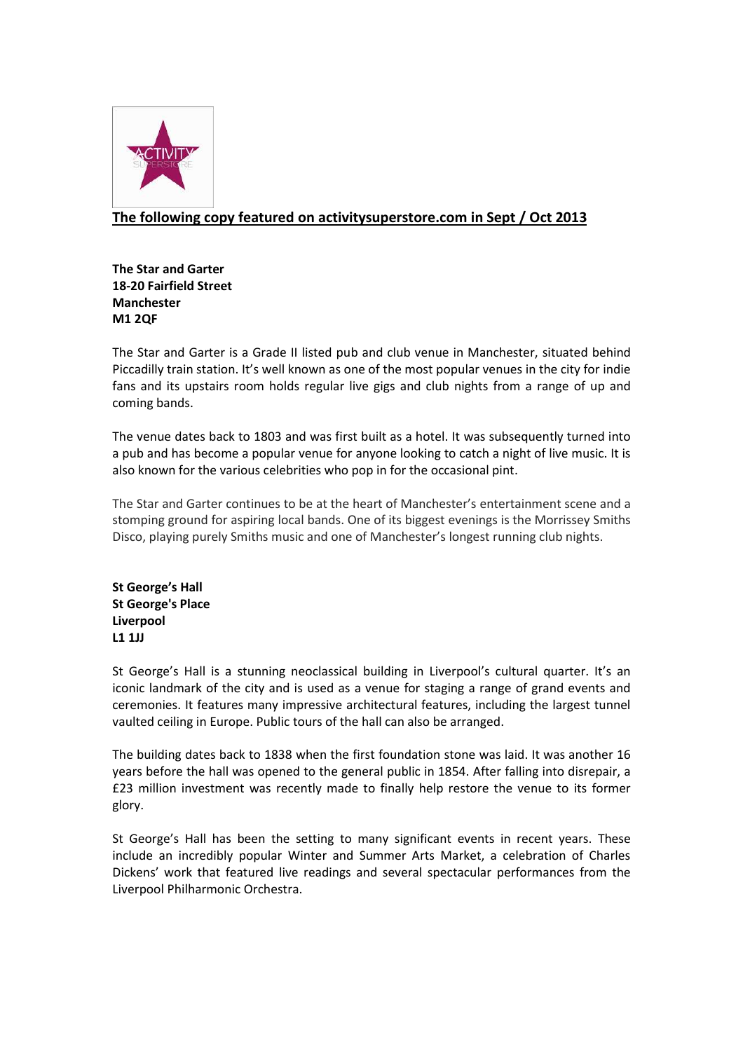**The following copy featured on activitysuperstore.com in Sept / Oct 2013**

**The Star and Garter**
**18-20 Fairfield Street**
**Manchester**
**M1 2QF**

The Star and Garter is a Grade II listed pub and club venue in Manchester, situated behind Piccadilly train station. It's well known as one of the most popular venues in the city for indie fans and its upstairs room holds regular live gigs and club nights from a range of up and coming bands.

The venue dates back to 1803 and was first built as a hotel. It was subsequently turned into a pub and has become a popular venue for anyone looking to catch a night of live music. It is also known for the various celebrities who pop in for the occasional pint.

The Star and Garter continues to be at the heart of Manchester's entertainment scene and a stomping ground for aspiring local bands. One of its biggest evenings is the Morrissey Smiths Disco, playing purely Smiths music and one of Manchester's longest running club nights.

**St George's Hall**
**St George's Place**
**Liverpool**
**L1 1JJ**

St George's Hall is a stunning neoclassical building in Liverpool's cultural quarter. It's an iconic landmark of the city and is used as a venue for staging a range of grand events and ceremonies. It features many impressive architectural features, including the largest tunnel vaulted ceiling in Europe. Public tours of the hall can also be arranged.

The building dates back to 1838 when the first foundation stone was laid. It was another 16 years before the hall was opened to the general public in 1854. After falling into disrepair, a £23 million investment was recently made to finally help restore the venue to its former glory.

St George's Hall has been the setting to many significant events in recent years. These include an incredibly popular Winter and Summer Arts Market, a celebration of Charles Dickens' work that featured live readings and several spectacular performances from the Liverpool Philharmonic Orchestra.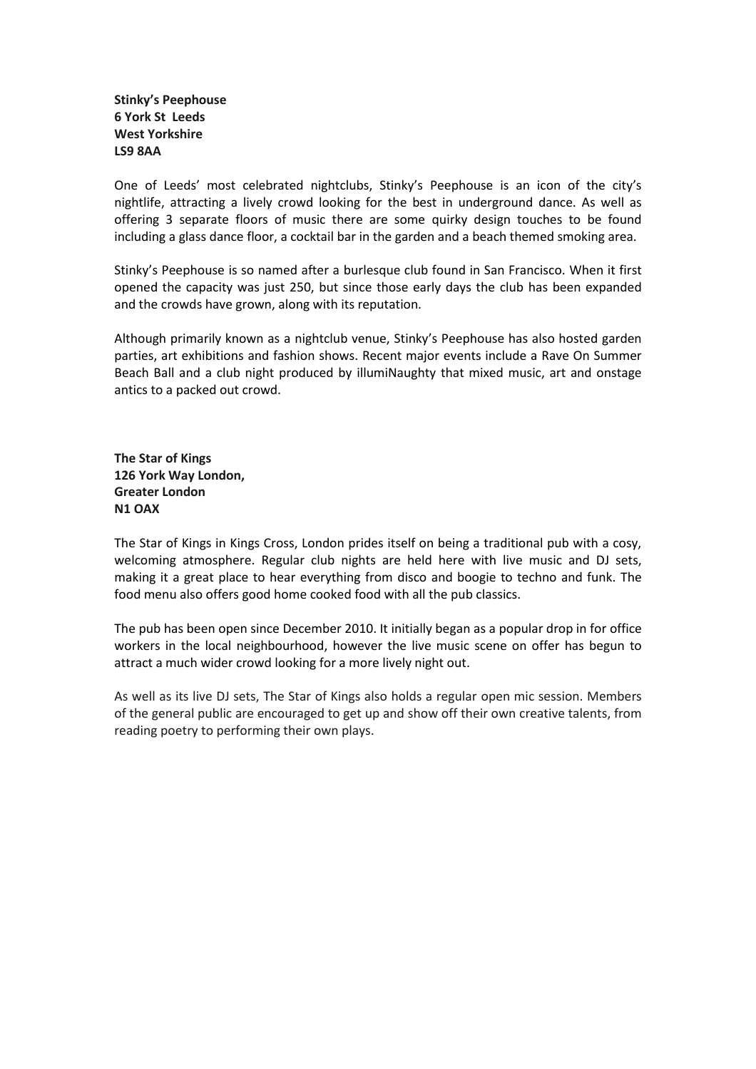**Stinky's Peephouse**
**6 York St  Leeds**
**West Yorkshire**
**LS9 8AA**

One of Leeds' most celebrated nightclubs, Stinky's Peephouse is an icon of the city's nightlife, attracting a lively crowd looking for the best in underground dance. As well as offering 3 separate floors of music there are some quirky design touches to be found including a glass dance floor, a cocktail bar in the garden and a beach themed smoking area.

Stinky's Peephouse is so named after a burlesque club found in San Francisco. When it first opened the capacity was just 250, but since those early days the club has been expanded and the crowds have grown, along with its reputation.

Although primarily known as a nightclub venue, Stinky's Peephouse has also hosted garden parties, art exhibitions and fashion shows. Recent major events include a Rave On Summer Beach Ball and a club night produced by illumiNaughty that mixed music, art and onstage antics to a packed out crowd.

**The Star of Kings**
**126 York Way London,**
**Greater London**
**N1 OAX**

The Star of Kings in Kings Cross, London prides itself on being a traditional pub with a cosy, welcoming atmosphere. Regular club nights are held here with live music and DJ sets, making it a great place to hear everything from disco and boogie to techno and funk. The food menu also offers good home cooked food with all the pub classics.

The pub has been open since December 2010. It initially began as a popular drop in for office workers in the local neighbourhood, however the live music scene on offer has begun to attract a much wider crowd looking for a more lively night out.

As well as its live DJ sets, The Star of Kings also holds a regular open mic session. Members of the general public are encouraged to get up and show off their own creative talents, from reading poetry to performing their own plays.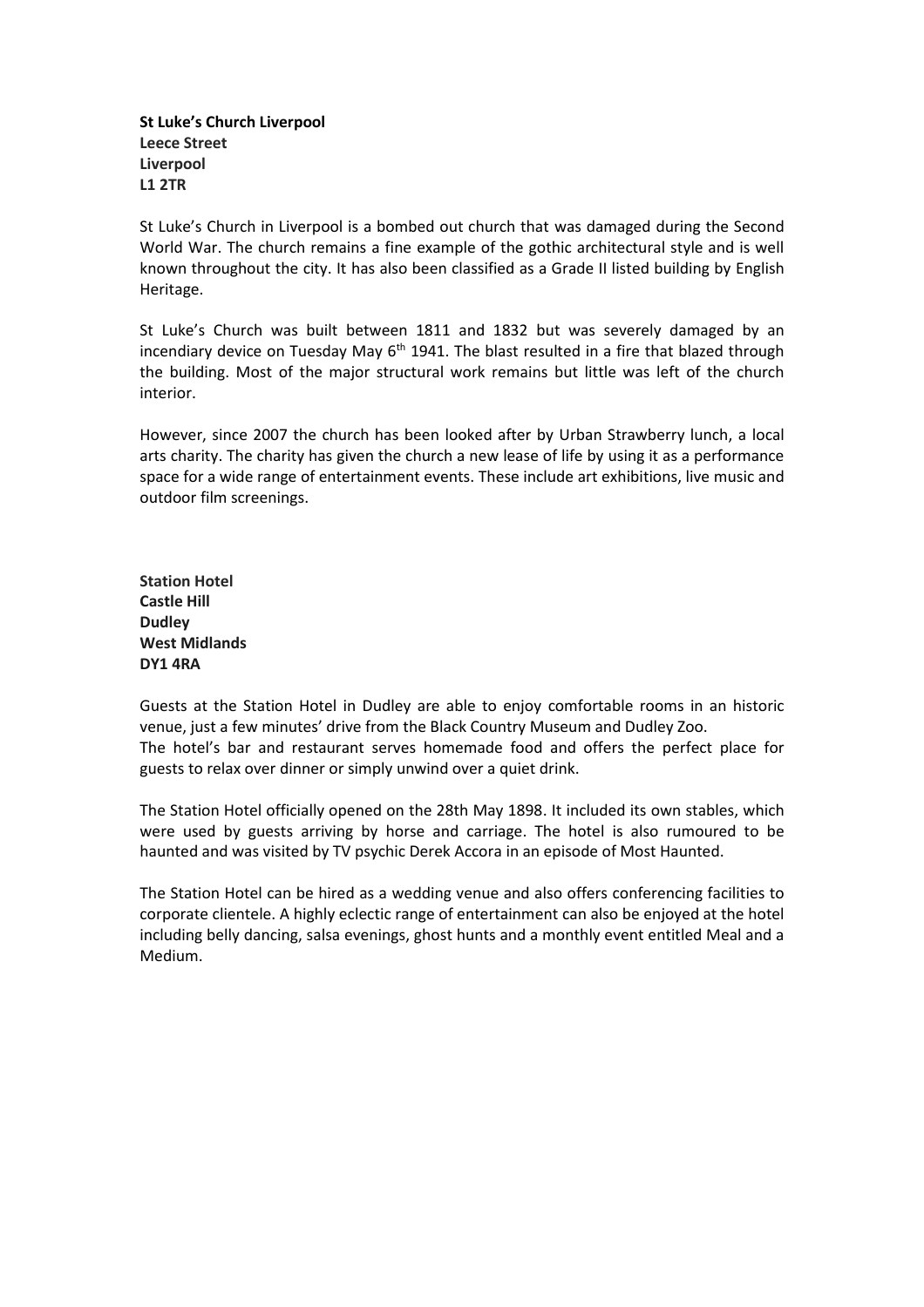**St Luke's Church Liverpool**
**Leece Street**
**Liverpool**
**L1 2TR**

St Luke's Church in Liverpool is a bombed out church that was damaged during the Second World War. The church remains a fine example of the gothic architectural style and is well known throughout the city. It has also been classified as a Grade II listed building by English Heritage.

St Luke's Church was built between 1811 and 1832 but was severely damaged by an incendiary device on Tuesday May 6th 1941. The blast resulted in a fire that blazed through the building. Most of the major structural work remains but little was left of the church interior.

However, since 2007 the church has been looked after by Urban Strawberry lunch, a local arts charity. The charity has given the church a new lease of life by using it as a performance space for a wide range of entertainment events. These include art exhibitions, live music and outdoor film screenings.

**Station Hotel**
**Castle Hill**
**Dudley**
**West Midlands**
**DY1 4RA**

Guests at the Station Hotel in Dudley are able to enjoy comfortable rooms in an historic venue, just a few minutes' drive from the Black Country Museum and Dudley Zoo.
The hotel's bar and restaurant serves homemade food and offers the perfect place for guests to relax over dinner or simply unwind over a quiet drink.

The Station Hotel officially opened on the 28th May 1898. It included its own stables, which were used by guests arriving by horse and carriage. The hotel is also rumoured to be haunted and was visited by TV psychic Derek Accora in an episode of Most Haunted.

The Station Hotel can be hired as a wedding venue and also offers conferencing facilities to corporate clientele. A highly eclectic range of entertainment can also be enjoyed at the hotel including belly dancing, salsa evenings, ghost hunts and a monthly event entitled Meal and a Medium.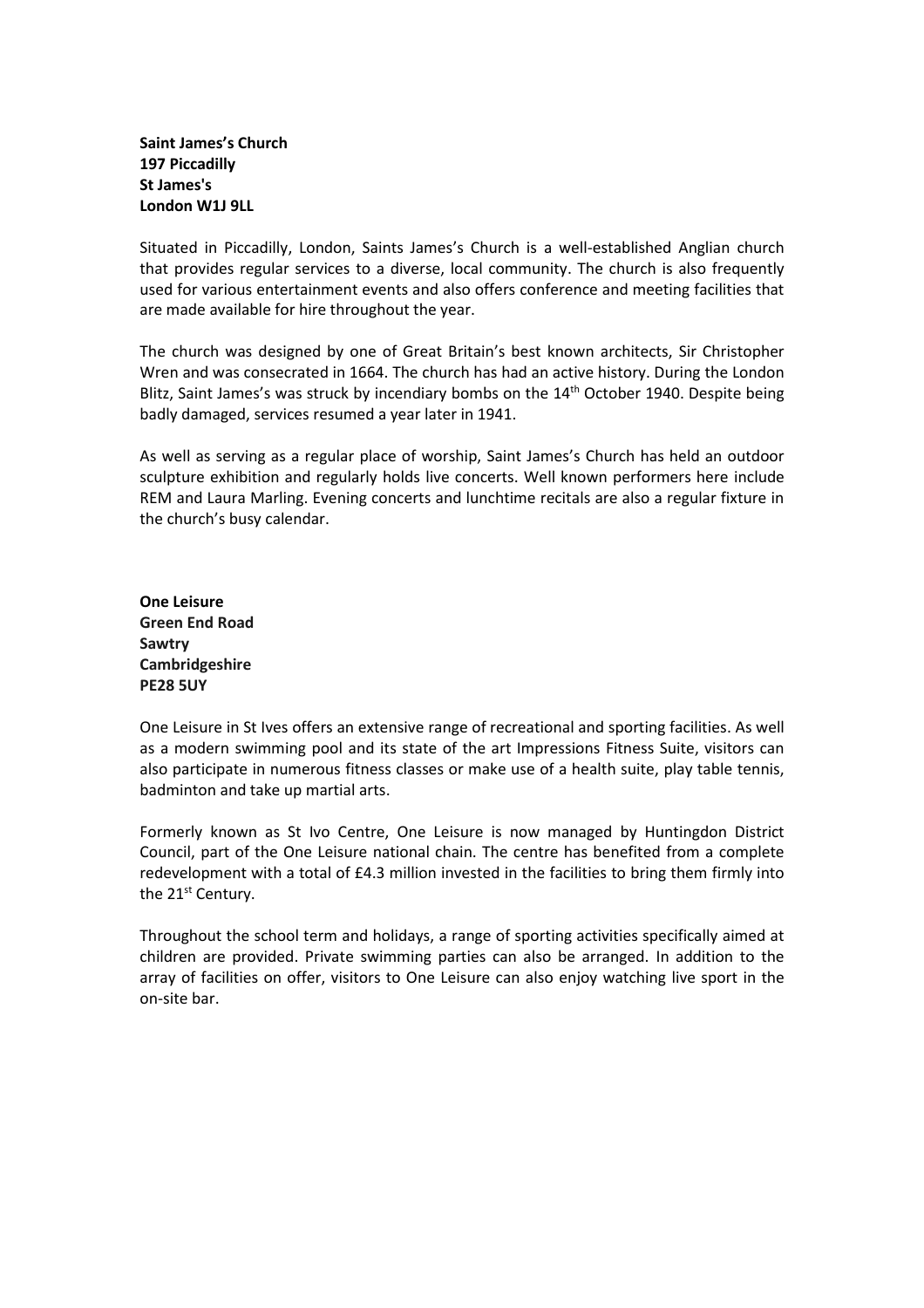**Saint James's Church**
**197 Piccadilly**
**St James's**
**London W1J 9LL**

Situated in Piccadilly, London, Saints James's Church is a well-established Anglian church that provides regular services to a diverse, local community. The church is also frequently used for various entertainment events and also offers conference and meeting facilities that are made available for hire throughout the year.

The church was designed by one of Great Britain's best known architects, Sir Christopher Wren and was consecrated in 1664. The church has had an active history. During the London Blitz, Saint James's was struck by incendiary bombs on the 14th October 1940. Despite being badly damaged, services resumed a year later in 1941.

As well as serving as a regular place of worship, Saint James's Church has held an outdoor sculpture exhibition and regularly holds live concerts. Well known performers here include REM and Laura Marling. Evening concerts and lunchtime recitals are also a regular fixture in the church's busy calendar.

**One Leisure**
**Green End Road**
**Sawtry**
**Cambridgeshire**
**PE28 5UY**

One Leisure in St Ives offers an extensive range of recreational and sporting facilities. As well as a modern swimming pool and its state of the art Impressions Fitness Suite, visitors can also participate in numerous fitness classes or make use of a health suite, play table tennis, badminton and take up martial arts.

Formerly known as St Ivo Centre, One Leisure is now managed by Huntingdon District Council, part of the One Leisure national chain. The centre has benefited from a complete redevelopment with a total of £4.3 million invested in the facilities to bring them firmly into the 21st Century.

Throughout the school term and holidays, a range of sporting activities specifically aimed at children are provided. Private swimming parties can also be arranged. In addition to the array of facilities on offer, visitors to One Leisure can also enjoy watching live sport in the on-site bar.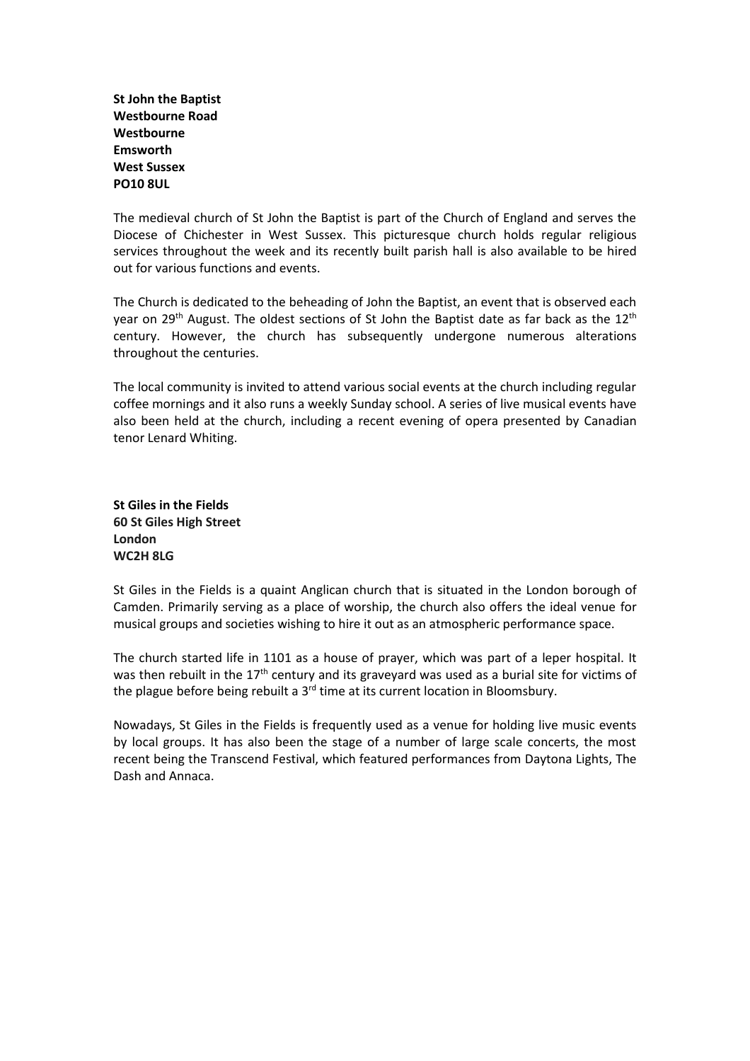**St John the Baptist**
**Westbourne Road**
**Westbourne**
**Emsworth**
**West Sussex**
**PO10 8UL**

The medieval church of St John the Baptist is part of the Church of England and serves the Diocese of Chichester in West Sussex. This picturesque church holds regular religious services throughout the week and its recently built parish hall is also available to be hired out for various functions and events.

The Church is dedicated to the beheading of John the Baptist, an event that is observed each year on 29th August. The oldest sections of St John the Baptist date as far back as the 12th century. However, the church has subsequently undergone numerous alterations throughout the centuries.

The local community is invited to attend various social events at the church including regular coffee mornings and it also runs a weekly Sunday school. A series of live musical events have also been held at the church, including a recent evening of opera presented by Canadian tenor Lenard Whiting.

**St Giles in the Fields**
**60 St Giles High Street**
**London**
**WC2H 8LG**

St Giles in the Fields is a quaint Anglican church that is situated in the London borough of Camden. Primarily serving as a place of worship, the church also offers the ideal venue for musical groups and societies wishing to hire it out as an atmospheric performance space.

The church started life in 1101 as a house of prayer, which was part of a leper hospital. It was then rebuilt in the 17th century and its graveyard was used as a burial site for victims of the plague before being rebuilt a 3rd time at its current location in Bloomsbury.

Nowadays, St Giles in the Fields is frequently used as a venue for holding live music events by local groups. It has also been the stage of a number of large scale concerts, the most recent being the Transcend Festival, which featured performances from Daytona Lights, The Dash and Annaca.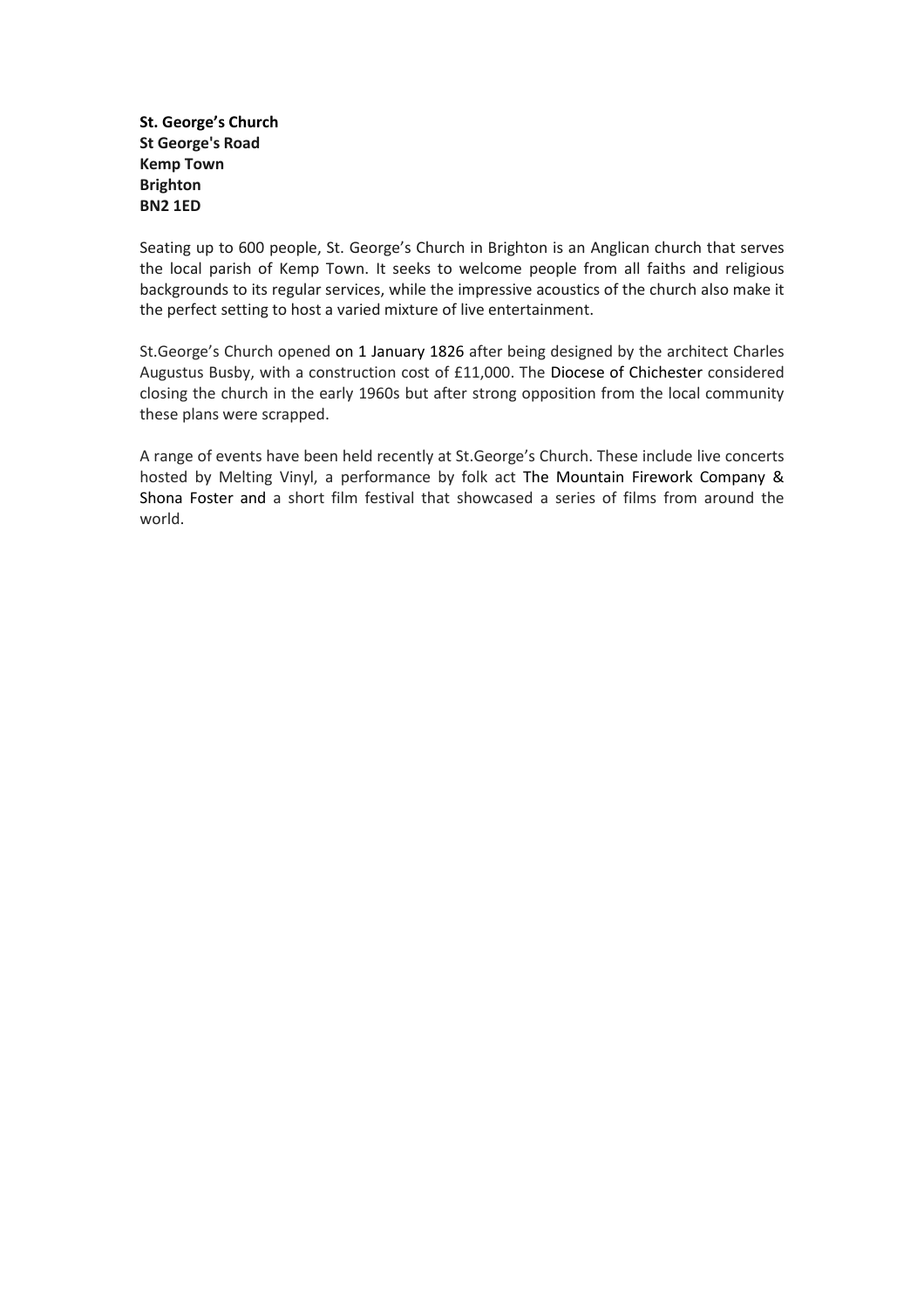**St. George's Church**
**St George's Road**
**Kemp Town**
**Brighton**
**BN2 1ED**

Seating up to 600 people, St. George's Church in Brighton is an Anglican church that serves the local parish of Kemp Town. It seeks to welcome people from all faiths and religious backgrounds to its regular services, while the impressive acoustics of the church also make it the perfect setting to host a varied mixture of live entertainment.

St.George's Church opened on 1 January 1826 after being designed by the architect Charles Augustus Busby, with a construction cost of £11,000. The Diocese of Chichester considered closing the church in the early 1960s but after strong opposition from the local community these plans were scrapped.

A range of events have been held recently at St.George's Church. These include live concerts hosted by Melting Vinyl, a performance by folk act The Mountain Firework Company & Shona Foster and a short film festival that showcased a series of films from around the world.